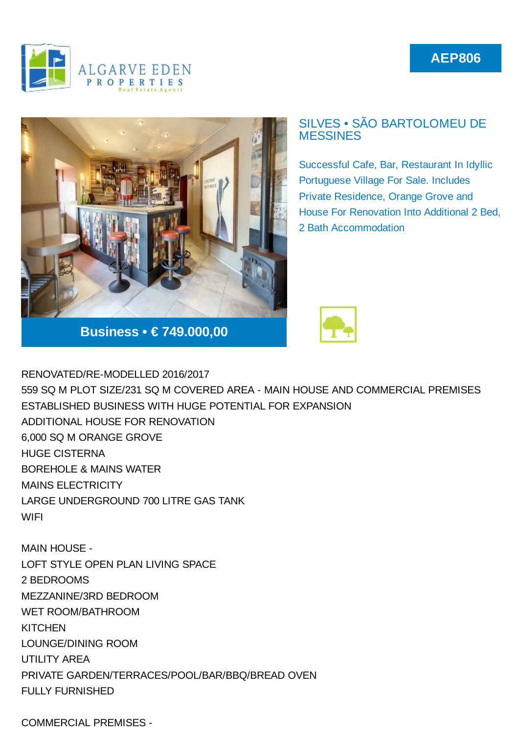ALGARVE EDEN PROPERTIES
Real Estate Agents

**AEP806**

## SILVES • SÃO BARTOLOMEU DE MESSINES

Successful Cafe, Bar, Restaurant In Idyllic Portuguese Village For Sale. Includes Private Residence, Orange Grove and House For Renovation Into Additional 2 Bed, 2 Bath Accommodation

**Business • € 749.000,00**

RENOVATED/RE-MODELLED 2016/2017
559 SQ M PLOT SIZE/231 SQ M COVERED AREA - MAIN HOUSE AND COMMERCIAL PREMISES
ESTABLISHED BUSINESS WITH HUGE POTENTIAL FOR EXPANSION
ADDITIONAL HOUSE FOR RENOVATION
6,000 SQ M ORANGE GROVE
HUGE CISTERNA
BOREHOLE & MAINS WATER
MAINS ELECTRICITY
LARGE UNDERGROUND 700 LITRE GAS TANK
WIFI

MAIN HOUSE -
LOFT STYLE OPEN PLAN LIVING SPACE
2 BEDROOMS
MEZZANINE/3RD BEDROOM
WET ROOM/BATHROOM
KITCHEN
LOUNGE/DINING ROOM
UTILITY AREA
PRIVATE GARDEN/TERRACES/POOL/BAR/BBQ/BREAD OVEN
FULLY FURNISHED

COMMERCIAL PREMISES -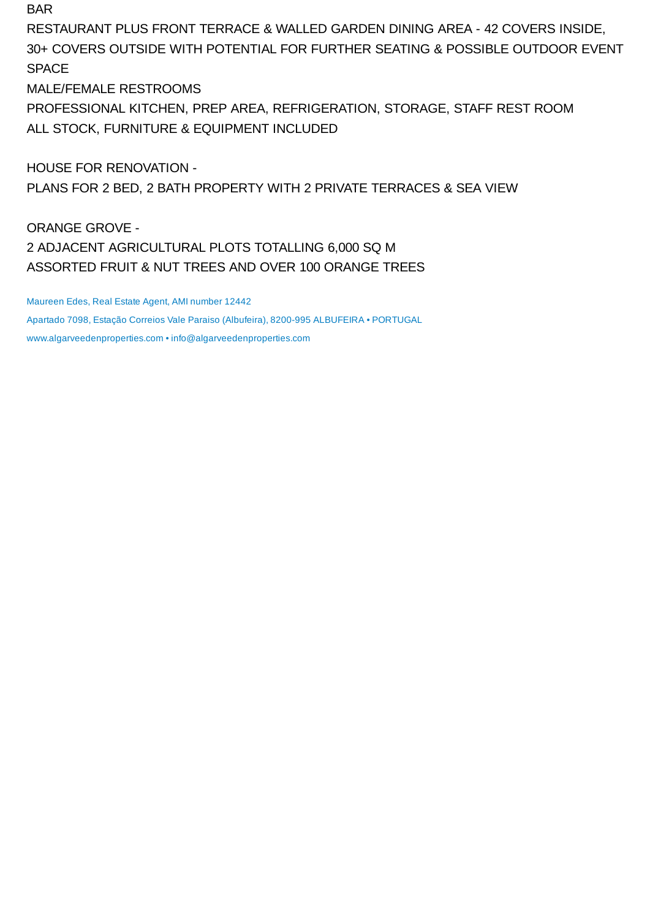BAR

RESTAURANT PLUS FRONT TERRACE & WALLED GARDEN DINING AREA - 42 COVERS INSIDE, 30+ COVERS OUTSIDE WITH POTENTIAL FOR FURTHER SEATING & POSSIBLE OUTDOOR EVENT SPACE

MALE/FEMALE RESTROOMS

PROFESSIONAL KITCHEN, PREP AREA, REFRIGERATION, STORAGE, STAFF REST ROOM

ALL STOCK, FURNITURE & EQUIPMENT INCLUDED

HOUSE FOR RENOVATION -

PLANS FOR 2 BED, 2 BATH PROPERTY WITH 2 PRIVATE TERRACES & SEA VIEW

ORANGE GROVE -

2 ADJACENT AGRICULTURAL PLOTS TOTALLING 6,000 SQ M

ASSORTED FRUIT & NUT TREES AND OVER 100 ORANGE TREES

Maureen Edes, Real Estate Agent, AMI number 12442

Apartado 7098, Estação Correios Vale Paraiso (Albufeira), 8200-995 ALBUFEIRA • PORTUGAL

www.algarveedenproperties.com • info@algarveedenproperties.com